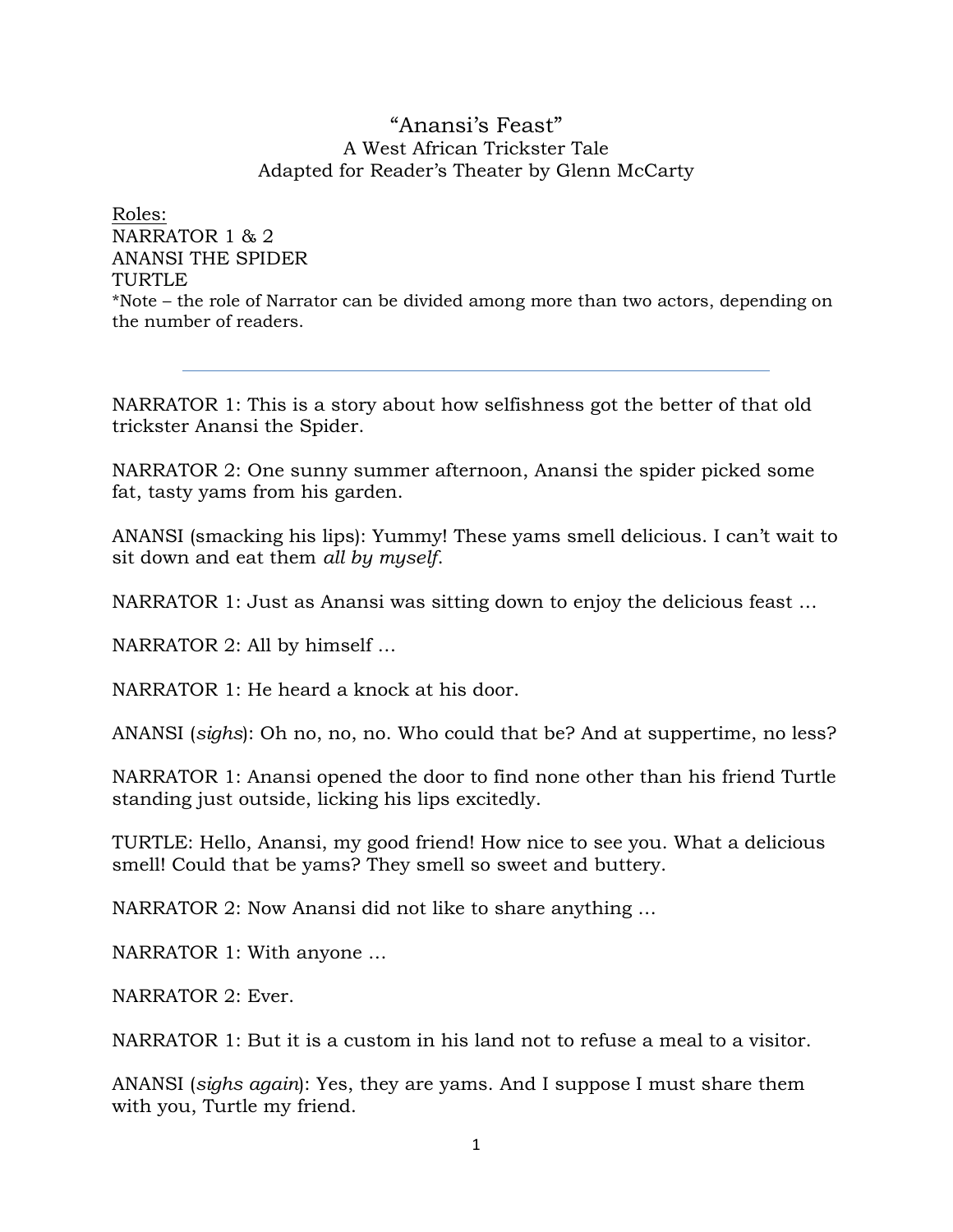# "Anansi's Feast"

## A West African Trickster Tale

### Adapted for Reader's Theater by Glenn McCarty

Roles:

NARRATOR 1 & 2
ANANSI THE SPIDER
TURTLE

*Note – the role of Narrator can be divided among more than two actors, depending on the number of readers.

---

NARRATOR 1: This is a story about how selfishness got the better of that old trickster Anansi the Spider.

NARRATOR 2: One sunny summer afternoon, Anansi the spider picked some fat, tasty yams from his garden.

ANANSI (smacking his lips): Yummy! These yams smell delicious. I can't wait to sit down and eat them *all by myself*.

NARRATOR 1: Just as Anansi was sitting down to enjoy the delicious feast …

NARRATOR 2: All by himself …

NARRATOR 1: He heard a knock at his door.

ANANSI (*sighs*): Oh no, no, no. Who could that be? And at suppertime, no less?

NARRATOR 1: Anansi opened the door to find none other than his friend Turtle standing just outside, licking his lips excitedly.

TURTLE: Hello, Anansi, my good friend! How nice to see you. What a delicious smell! Could that be yams? They smell so sweet and buttery.

NARRATOR 2: Now Anansi did not like to share anything …

NARRATOR 1: With anyone …

NARRATOR 2: Ever.

NARRATOR 1: But it is a custom in his land not to refuse a meal to a visitor.

ANANSI (*sighs again*): Yes, they are yams. And I suppose I must share them with you, Turtle my friend.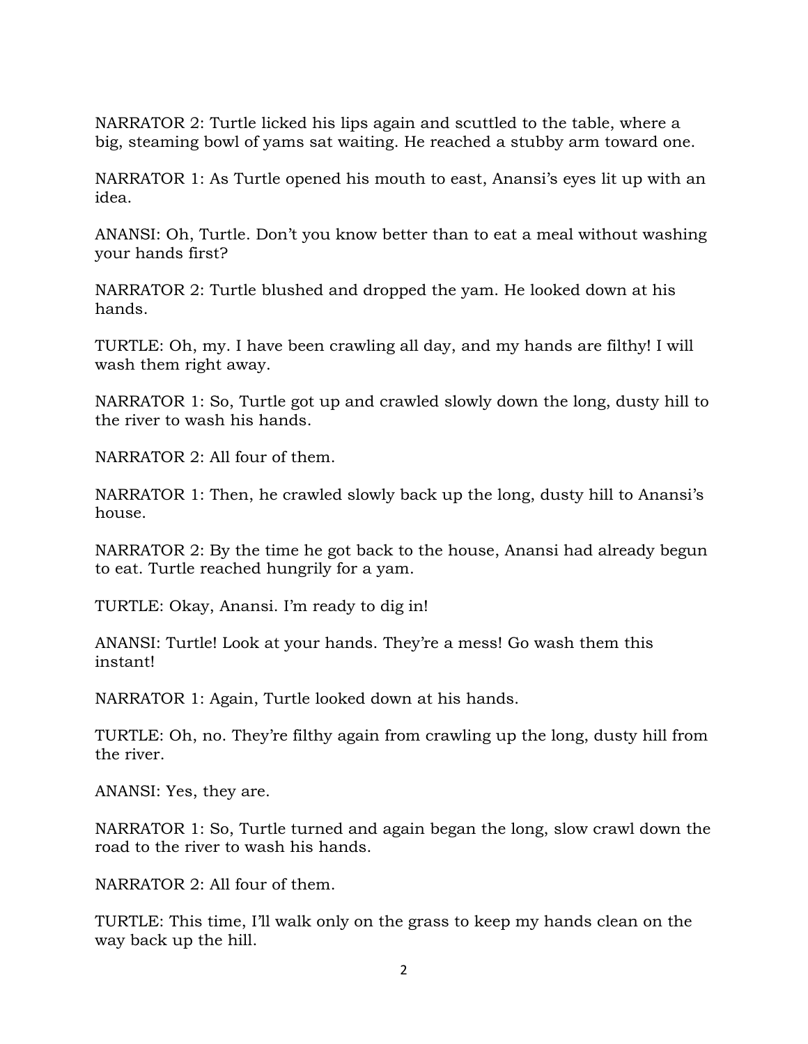NARRATOR 2: Turtle licked his lips again and scuttled to the table, where a big, steaming bowl of yams sat waiting. He reached a stubby arm toward one.

NARRATOR 1: As Turtle opened his mouth to east, Anansi's eyes lit up with an idea.

ANANSI: Oh, Turtle. Don't you know better than to eat a meal without washing your hands first?

NARRATOR 2: Turtle blushed and dropped the yam. He looked down at his hands.

TURTLE: Oh, my. I have been crawling all day, and my hands are filthy! I will wash them right away.

NARRATOR 1: So, Turtle got up and crawled slowly down the long, dusty hill to the river to wash his hands.

NARRATOR 2: All four of them.

NARRATOR 1: Then, he crawled slowly back up the long, dusty hill to Anansi's house.

NARRATOR 2: By the time he got back to the house, Anansi had already begun to eat. Turtle reached hungrily for a yam.

TURTLE: Okay, Anansi. I'm ready to dig in!

ANANSI: Turtle! Look at your hands. They're a mess! Go wash them this instant!

NARRATOR 1: Again, Turtle looked down at his hands.

TURTLE: Oh, no. They're filthy again from crawling up the long, dusty hill from the river.

ANANSI: Yes, they are.

NARRATOR 1: So, Turtle turned and again began the long, slow crawl down the road to the river to wash his hands.

NARRATOR 2: All four of them.

TURTLE: This time, I'll walk only on the grass to keep my hands clean on the way back up the hill.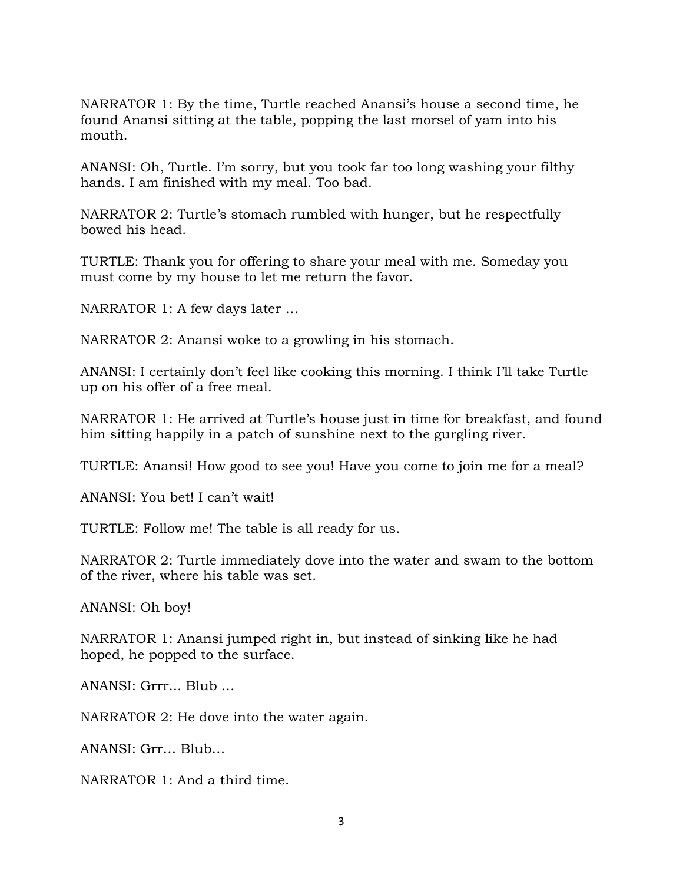NARRATOR 1: By the time, Turtle reached Anansi's house a second time, he found Anansi sitting at the table, popping the last morsel of yam into his mouth.

ANANSI: Oh, Turtle. I'm sorry, but you took far too long washing your filthy hands. I am finished with my meal. Too bad.

NARRATOR 2: Turtle's stomach rumbled with hunger, but he respectfully bowed his head.

TURTLE: Thank you for offering to share your meal with me. Someday you must come by my house to let me return the favor.

NARRATOR 1: A few days later …

NARRATOR 2: Anansi woke to a growling in his stomach.

ANANSI: I certainly don't feel like cooking this morning. I think I'll take Turtle up on his offer of a free meal.

NARRATOR 1: He arrived at Turtle's house just in time for breakfast, and found him sitting happily in a patch of sunshine next to the gurgling river.

TURTLE: Anansi! How good to see you! Have you come to join me for a meal?

ANANSI: You bet! I can't wait!

TURTLE: Follow me! The table is all ready for us.

NARRATOR 2: Turtle immediately dove into the water and swam to the bottom of the river, where his table was set.

ANANSI: Oh boy!

NARRATOR 1: Anansi jumped right in, but instead of sinking like he had hoped, he popped to the surface.

ANANSI: Grrr… Blub …

NARRATOR 2: He dove into the water again.

ANANSI: Grr… Blub…

NARRATOR 1: And a third time.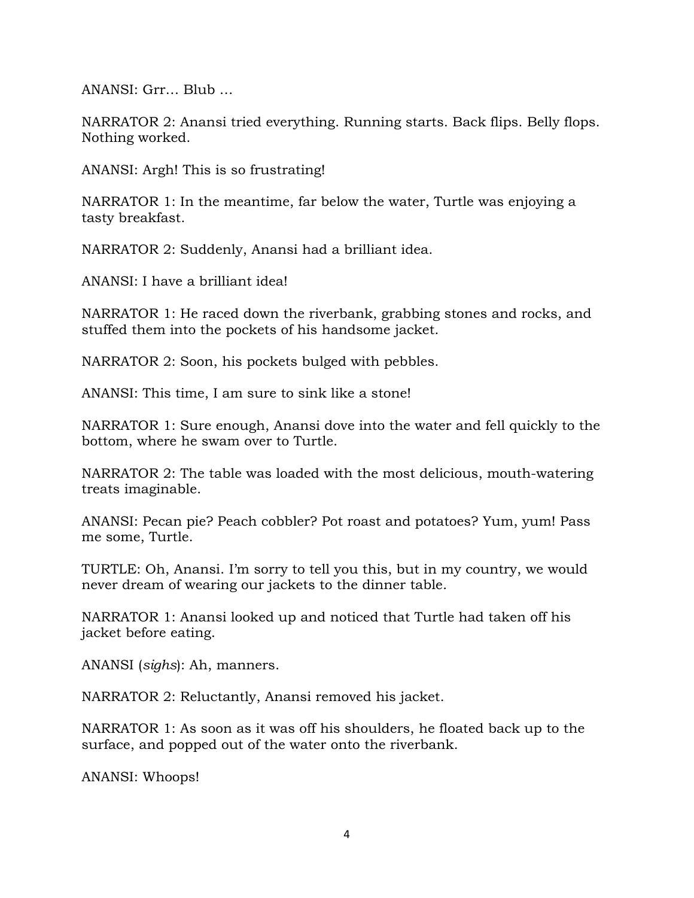ANANSI: Grr… Blub …

NARRATOR 2: Anansi tried everything. Running starts. Back flips. Belly flops. Nothing worked.

ANANSI: Argh! This is so frustrating!

NARRATOR 1: In the meantime, far below the water, Turtle was enjoying a tasty breakfast.

NARRATOR 2: Suddenly, Anansi had a brilliant idea.

ANANSI: I have a brilliant idea!

NARRATOR 1: He raced down the riverbank, grabbing stones and rocks, and stuffed them into the pockets of his handsome jacket.

NARRATOR 2: Soon, his pockets bulged with pebbles.

ANANSI: This time, I am sure to sink like a stone!

NARRATOR 1: Sure enough, Anansi dove into the water and fell quickly to the bottom, where he swam over to Turtle.

NARRATOR 2: The table was loaded with the most delicious, mouth-watering treats imaginable.

ANANSI: Pecan pie? Peach cobbler? Pot roast and potatoes? Yum, yum! Pass me some, Turtle.

TURTLE: Oh, Anansi. I'm sorry to tell you this, but in my country, we would never dream of wearing our jackets to the dinner table.

NARRATOR 1: Anansi looked up and noticed that Turtle had taken off his jacket before eating.

ANANSI (*sighs*): Ah, manners.

NARRATOR 2: Reluctantly, Anansi removed his jacket.

NARRATOR 1: As soon as it was off his shoulders, he floated back up to the surface, and popped out of the water onto the riverbank.

ANANSI: Whoops!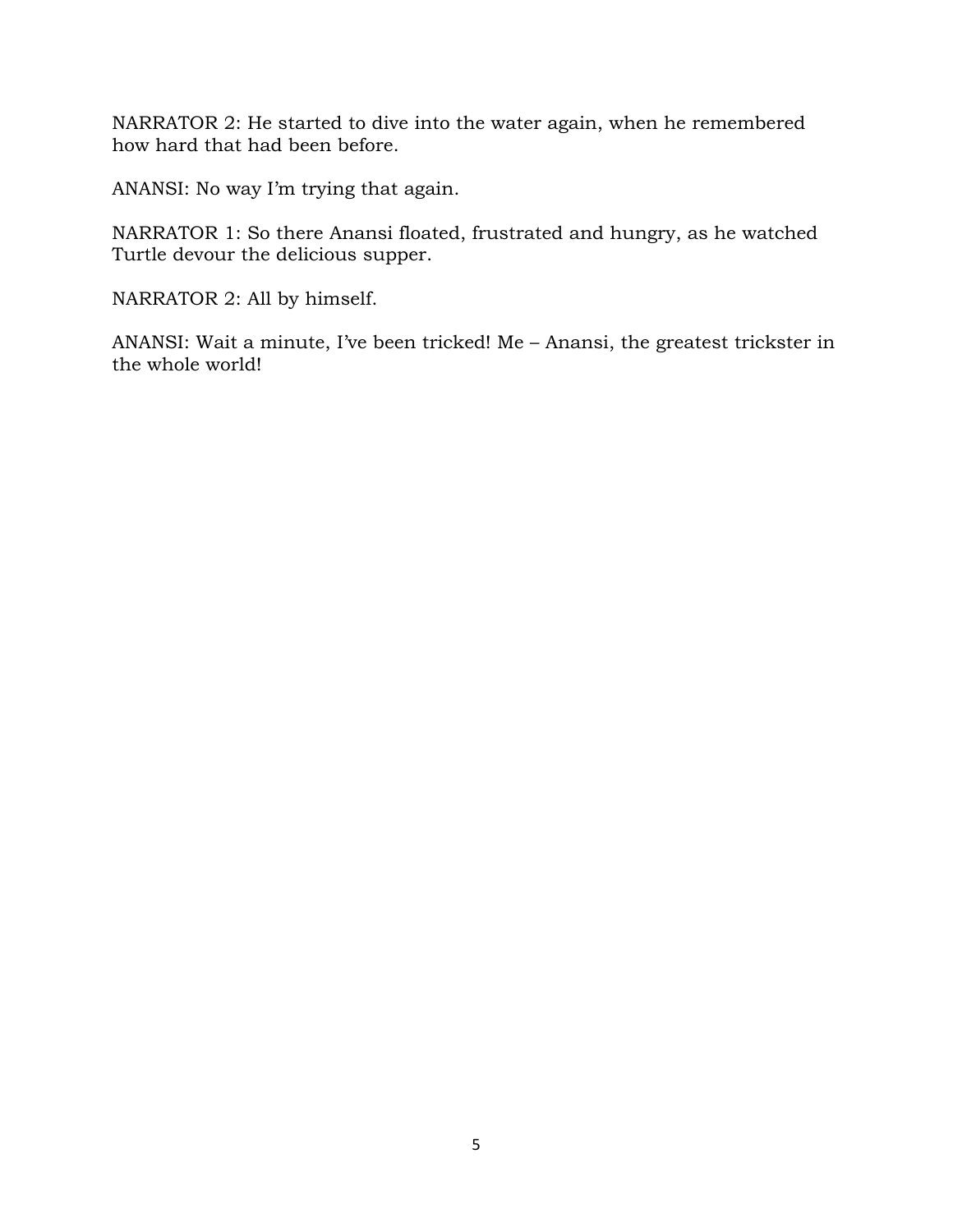NARRATOR 2: He started to dive into the water again, when he remembered how hard that had been before.

ANANSI: No way I'm trying that again.

NARRATOR 1: So there Anansi floated, frustrated and hungry, as he watched Turtle devour the delicious supper.

NARRATOR 2: All by himself.

ANANSI: Wait a minute, I've been tricked! Me – Anansi, the greatest trickster in the whole world!